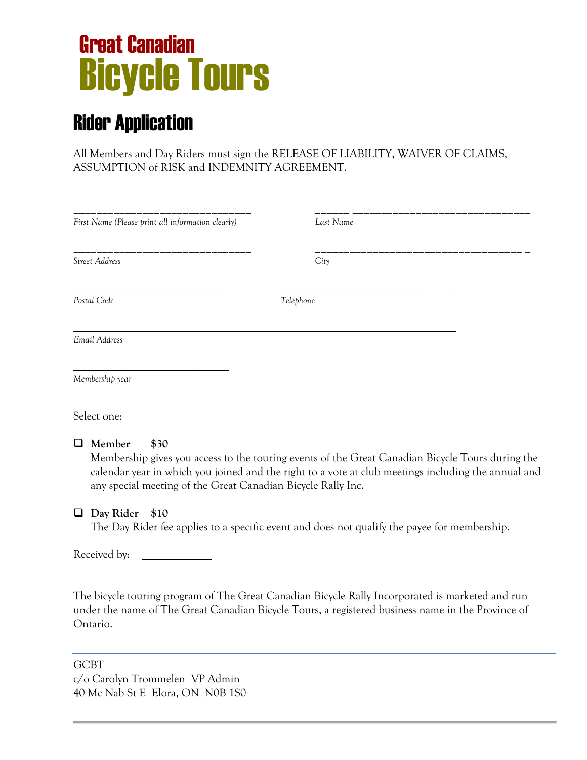# Great Canadian
# Bicycle Tours

## Rider Application

All Members and Day Riders must sign the RELEASE OF LIABILITY, WAIVER OF CLAIMS, ASSUMPTION of RISK and INDEMNITY AGREEMENT.

_______________________________ _______________________________

*First Name (Please print all information clearly)* *Last Name*

_______________________________ _______________________________

*Street Address* *City*

_______________________________ _______________________________

*Postal Code* *Telephone*

_______________________________________________________________

*Email Address*

_______________________________

*Membership year*

Select one:

- ❑ **Member $30**
  Membership gives you access to the touring events of the Great Canadian Bicycle Tours during the calendar year in which you joined and the right to a vote at club meetings including the annual and any special meeting of the Great Canadian Bicycle Rally Inc.

- ❑ **Day Rider $10**
  The Day Rider fee applies to a specific event and does not qualify the payee for membership.

Received by: ____________

The bicycle touring program of The Great Canadian Bicycle Rally Incorporated is marketed and run under the name of The Great Canadian Bicycle Tours, a registered business name in the Province of Ontario.

---

GCBT
c/o Carolyn Trommelen VP Admin
40 Mc Nab St E Elora, ON N0B 1S0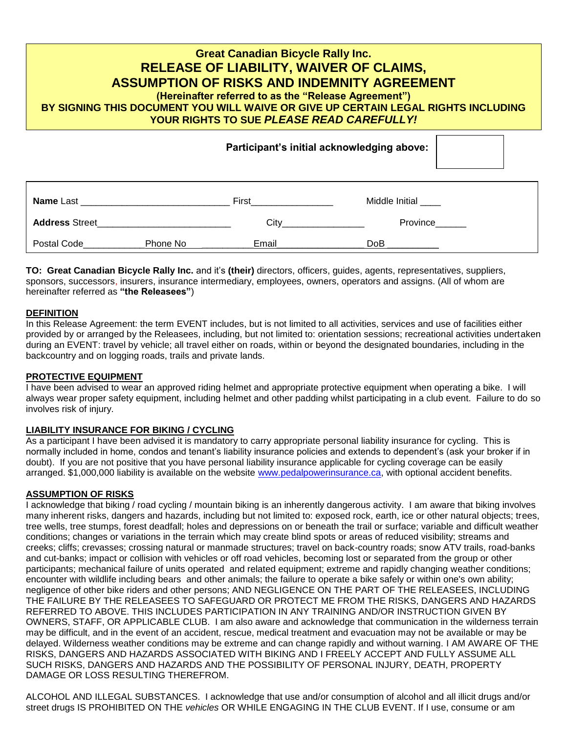# Great Canadian Bicycle Rally Inc.
# RELEASE OF LIABILITY, WAIVER OF CLAIMS, ASSUMPTION OF RISKS AND INDEMNITY AGREEMENT

**(Hereinafter referred to as the "Release Agreement")**

**BY SIGNING THIS DOCUMENT YOU WILL WAIVE OR GIVE UP CERTAIN LEGAL RIGHTS INCLUDING YOUR RIGHTS TO SUE *PLEASE READ CAREFULLY!***

**Participant's initial acknowledging above:** ________

**Name** Last ____________________________ First________________ Middle Initial ____

**Address** Street__________________________ City________________ Province______

Postal Code____________ Phone No __________ Email_________________ DoB __________

**TO: Great Canadian Bicycle Rally Inc.** and it's **(their)** directors, officers, guides, agents, representatives, suppliers, sponsors, successors, insurers, insurance intermediary, employees, owners, operators and assigns. (All of whom are hereinafter referred as **"the Releasees"**)

**DEFINITION**

In this Release Agreement: the term EVENT includes, but is not limited to all activities, services and use of facilities either provided by or arranged by the Releasees, including, but not limited to: orientation sessions; recreational activities undertaken during an EVENT: travel by vehicle; all travel either on roads, within or beyond the designated boundaries, including in the backcountry and on logging roads, trails and private lands.

**PROTECTIVE EQUIPMENT**

I have been advised to wear an approved riding helmet and appropriate protective equipment when operating a bike. I will always wear proper safety equipment, including helmet and other padding whilst participating in a club event. Failure to do so involves risk of injury.

**LIABILITY INSURANCE FOR BIKING / CYCLING**

As a participant I have been advised it is mandatory to carry appropriate personal liability insurance for cycling. This is normally included in home, condos and tenant's liability insurance policies and extends to dependent's (ask your broker if in doubt). If you are not positive that you have personal liability insurance applicable for cycling coverage can be easily arranged. $1,000,000 liability is available on the website [www.pedalpowerinsurance.ca](http://www.pedalpowerinsurance.ca), with optional accident benefits.

**ASSUMPTION OF RISKS**

I acknowledge that biking / road cycling / mountain biking is an inherently dangerous activity. I am aware that biking involves many inherent risks, dangers and hazards, including but not limited to: exposed rock, earth, ice or other natural objects; trees, tree wells, tree stumps, forest deadfall; holes and depressions on or beneath the trail or surface; variable and difficult weather conditions; changes or variations in the terrain which may create blind spots or areas of reduced visibility; streams and creeks; cliffs; crevasses; crossing natural or manmade structures; travel on back-country roads; snow ATV trails, road-banks and cut-banks; impact or collision with vehicles or off road vehicles, becoming lost or separated from the group or other participants; mechanical failure of units operated and related equipment; extreme and rapidly changing weather conditions; encounter with wildlife including bears and other animals; the failure to operate a bike safely or within one's own ability; negligence of other bike riders and other persons; AND NEGLIGENCE ON THE PART OF THE RELEASEES, INCLUDING THE FAILURE BY THE RELEASEES TO SAFEGUARD OR PROTECT ME FROM THE RISKS, DANGERS AND HAZARDS REFERRED TO ABOVE. THIS INCLUDES PARTICIPATION IN ANY TRAINING AND/OR INSTRUCTION GIVEN BY OWNERS, STAFF, OR APPLICABLE CLUB. I am also aware and acknowledge that communication in the wilderness terrain may be difficult, and in the event of an accident, rescue, medical treatment and evacuation may not be available or may be delayed. Wilderness weather conditions may be extreme and can change rapidly and without warning. I AM AWARE OF THE RISKS, DANGERS AND HAZARDS ASSOCIATED WITH BIKING AND I FREELY ACCEPT AND FULLY ASSUME ALL SUCH RISKS, DANGERS AND HAZARDS AND THE POSSIBILITY OF PERSONAL INJURY, DEATH, PROPERTY DAMAGE OR LOSS RESULTING THEREFROM.

ALCOHOL AND ILLEGAL SUBSTANCES. I acknowledge that use and/or consumption of alcohol and all illicit drugs and/or street drugs IS PROHIBITED ON THE *vehicles* OR WHILE ENGAGING IN THE CLUB EVENT. If I use, consume or am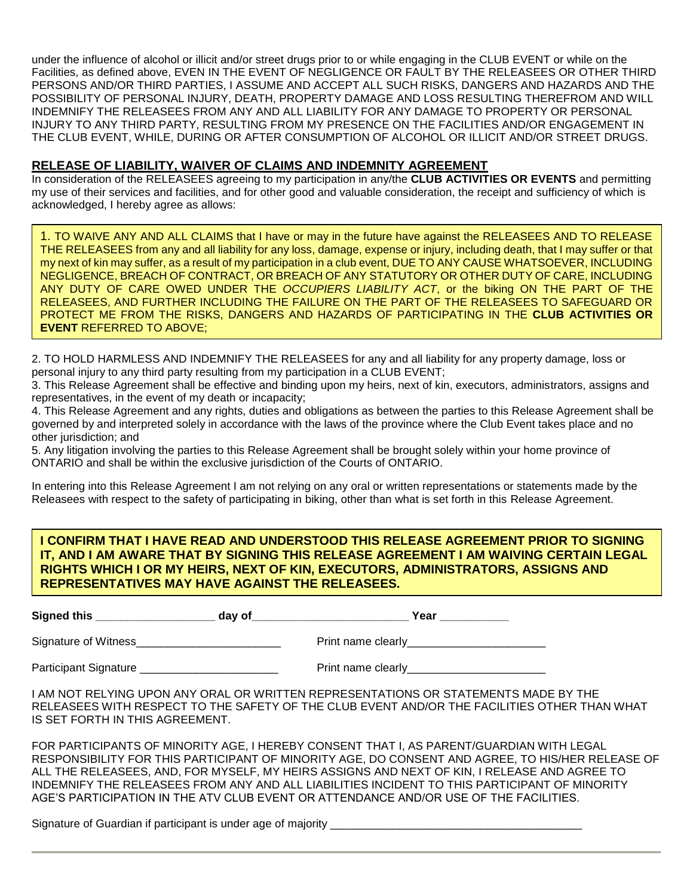under the influence of alcohol or illicit and/or street drugs prior to or while engaging in the CLUB EVENT or while on the Facilities, as defined above, EVEN IN THE EVENT OF NEGLIGENCE OR FAULT BY THE RELEASEES OR OTHER THIRD PERSONS AND/OR THIRD PARTIES, I ASSUME AND ACCEPT ALL SUCH RISKS, DANGERS AND HAZARDS AND THE POSSIBILITY OF PERSONAL INJURY, DEATH, PROPERTY DAMAGE AND LOSS RESULTING THEREFROM AND WILL INDEMNIFY THE RELEASEES FROM ANY AND ALL LIABILITY FOR ANY DAMAGE TO PROPERTY OR PERSONAL INJURY TO ANY THIRD PARTY, RESULTING FROM MY PRESENCE ON THE FACILITIES AND/OR ENGAGEMENT IN THE CLUB EVENT, WHILE, DURING OR AFTER CONSUMPTION OF ALCOHOL OR ILLICIT AND/OR STREET DRUGS.

## RELEASE OF LIABILITY, WAIVER OF CLAIMS AND INDEMNITY AGREEMENT

In consideration of the RELEASEES agreeing to my participation in any/the **CLUB ACTIVITIES OR EVENTS** and permitting my use of their services and facilities, and for other good and valuable consideration, the receipt and sufficiency of which is acknowledged, I hereby agree as allows:

1. TO WAIVE ANY AND ALL CLAIMS that I have or may in the future have against the RELEASEES AND TO RELEASE THE RELEASEES from any and all liability for any loss, damage, expense or injury, including death, that I may suffer or that my next of kin may suffer, as a result of my participation in a club event, DUE TO ANY CAUSE WHATSOEVER, INCLUDING NEGLIGENCE, BREACH OF CONTRACT, OR BREACH OF ANY STATUTORY OR OTHER DUTY OF CARE, INCLUDING ANY DUTY OF CARE OWED UNDER THE *OCCUPIERS LIABILITY ACT*, or the biking ON THE PART OF THE RELEASEES, AND FURTHER INCLUDING THE FAILURE ON THE PART OF THE RELEASEES TO SAFEGUARD OR PROTECT ME FROM THE RISKS, DANGERS AND HAZARDS OF PARTICIPATING IN THE **CLUB ACTIVITIES OR EVENT** REFERRED TO ABOVE;

2. TO HOLD HARMLESS AND INDEMNIFY THE RELEASEES for any and all liability for any property damage, loss or personal injury to any third party resulting from my participation in a CLUB EVENT;
3. This Release Agreement shall be effective and binding upon my heirs, next of kin, executors, administrators, assigns and representatives, in the event of my death or incapacity;
4. This Release Agreement and any rights, duties and obligations as between the parties to this Release Agreement shall be governed by and interpreted solely in accordance with the laws of the province where the Club Event takes place and no other jurisdiction; and
5. Any litigation involving the parties to this Release Agreement shall be brought solely within your home province of ONTARIO and shall be within the exclusive jurisdiction of the Courts of ONTARIO.

In entering into this Release Agreement I am not relying on any oral or written representations or statements made by the Releasees with respect to the safety of participating in biking, other than what is set forth in this Release Agreement.

**I CONFIRM THAT I HAVE READ AND UNDERSTOOD THIS RELEASE AGREEMENT PRIOR TO SIGNING IT, AND I AM AWARE THAT BY SIGNING THIS RELEASE AGREEMENT I AM WAIVING CERTAIN LEGAL RIGHTS WHICH I OR MY HEIRS, NEXT OF KIN, EXECUTORS, ADMINISTRATORS, ASSIGNS AND REPRESENTATIVES MAY HAVE AGAINST THE RELEASEES.**

**Signed this** ___________________ **day of**_________________________ **Year** ___________

Signature of Witness_______________________ Print name clearly______________________

Participant Signature ______________________ Print name clearly______________________

I AM NOT RELYING UPON ANY ORAL OR WRITTEN REPRESENTATIONS OR STATEMENTS MADE BY THE RELEASEES WITH RESPECT TO THE SAFETY OF THE CLUB EVENT AND/OR THE FACILITIES OTHER THAN WHAT IS SET FORTH IN THIS AGREEMENT.

FOR PARTICIPANTS OF MINORITY AGE, I HEREBY CONSENT THAT I, AS PARENT/GUARDIAN WITH LEGAL RESPONSIBILITY FOR THIS PARTICIPANT OF MINORITY AGE, DO CONSENT AND AGREE, TO HIS/HER RELEASE OF ALL THE RELEASEES, AND, FOR MYSELF, MY HEIRS ASSIGNS AND NEXT OF KIN, I RELEASE AND AGREE TO INDEMNIFY THE RELEASEES FROM ANY AND ALL LIABILITIES INCIDENT TO THIS PARTICIPANT OF MINORITY AGE'S PARTICIPATION IN THE ATV CLUB EVENT OR ATTENDANCE AND/OR USE OF THE FACILITIES.

Signature of Guardian if participant is under age of majority ________________________________________